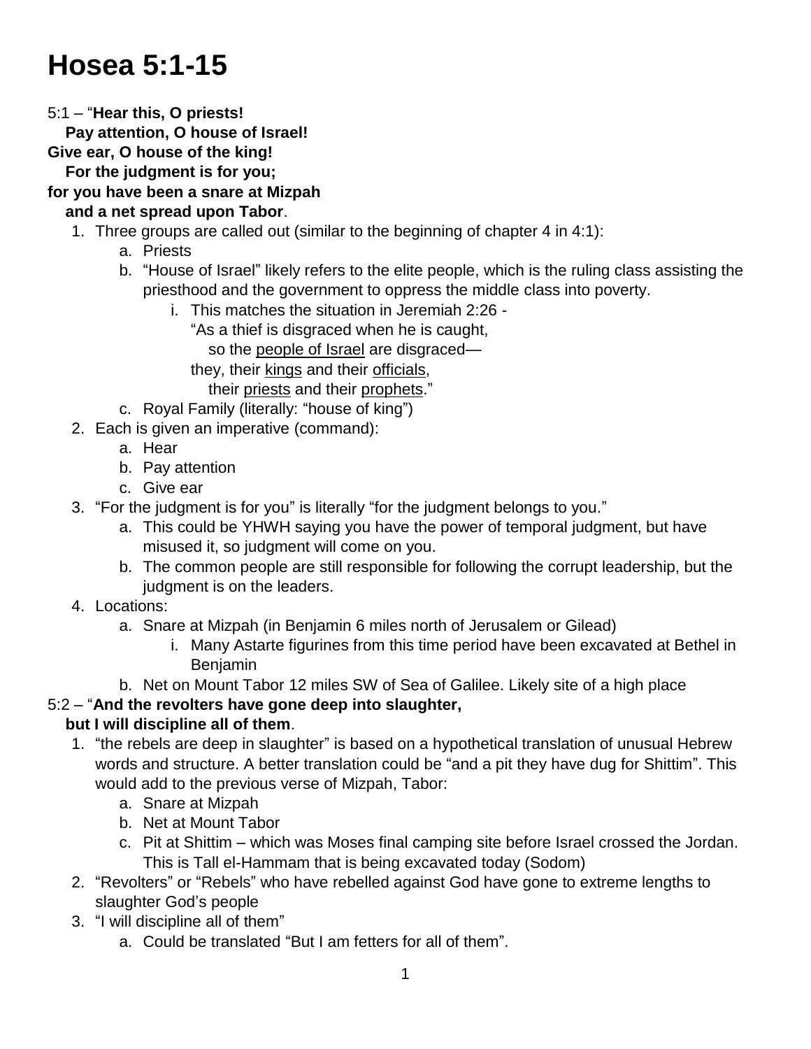# Hosea 5:1-15

5:1 – "**Hear this, O priests!**
**Pay attention, O house of Israel!**
**Give ear, O house of the king!**
**For the judgment is for you;**
**for you have been a snare at Mizpah**
**and a net spread upon Tabor**.

1. Three groups are called out (similar to the beginning of chapter 4 in 4:1):
    a. Priests
    b. "House of Israel" likely refers to the elite people, which is the ruling class assisting the priesthood and the government to oppress the middle class into poverty.
        i. This matches the situation in Jeremiah 2:26 -
        "As a thief is disgraced when he is caught,
        so the <u>people of Israel</u> are disgraced—
        they, their <u>kings</u> and their <u>officials</u>,
        their <u>priests</u> and their <u>prophets</u>."
    c. Royal Family (literally: "house of king")
2. Each is given an imperative (command):
    a. Hear
    b. Pay attention
    c. Give ear
3. "For the judgment is for you" is literally "for the judgment belongs to you."
    a. This could be YHWH saying you have the power of temporal judgment, but have misused it, so judgment will come on you.
    b. The common people are still responsible for following the corrupt leadership, but the judgment is on the leaders.
4. Locations:
    a. Snare at Mizpah (in Benjamin 6 miles north of Jerusalem or Gilead)
        i. Many Astarte figurines from this time period have been excavated at Bethel in Benjamin
    b. Net on Mount Tabor 12 miles SW of Sea of Galilee. Likely site of a high place

5:2 – "**And the revolters have gone deep into slaughter,**
**but I will discipline all of them**.

1. "the rebels are deep in slaughter" is based on a hypothetical translation of unusual Hebrew words and structure. A better translation could be "and a pit they have dug for Shittim". This would add to the previous verse of Mizpah, Tabor:
    a. Snare at Mizpah
    b. Net at Mount Tabor
    c. Pit at Shittim – which was Moses final camping site before Israel crossed the Jordan. This is Tall el-Hammam that is being excavated today (Sodom)
2. "Revolters" or "Rebels" who have rebelled against God have gone to extreme lengths to slaughter God's people
3. "I will discipline all of them"
    a. Could be translated "But I am fetters for all of them".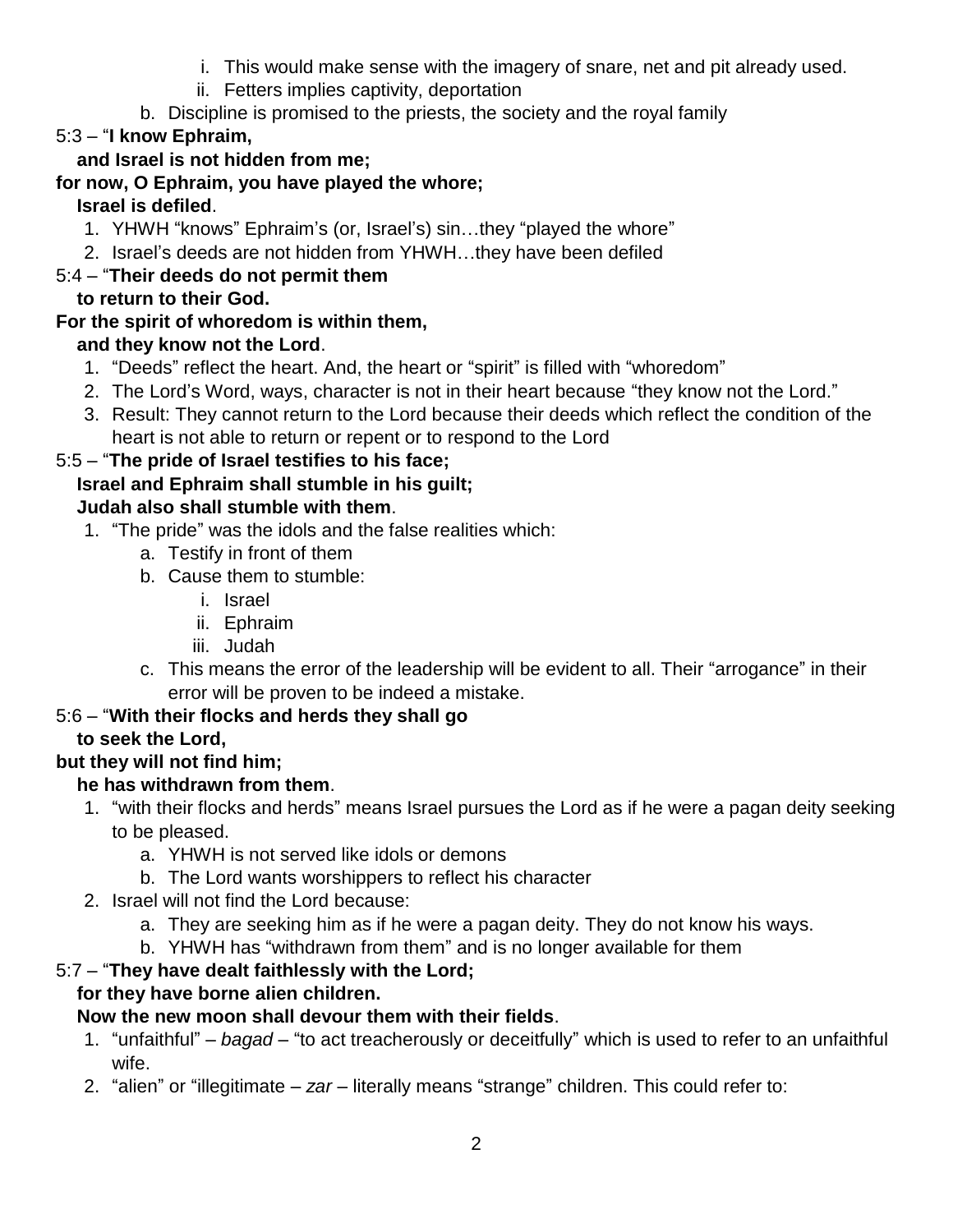i. This would make sense with the imagery of snare, net and pit already used.
            ii. Fetters implies captivity, deportation
    b. Discipline is promised to the priests, the society and the royal family

5:3 – "**I know Ephraim,**
**and Israel is not hidden from me;**
**for now, O Ephraim, you have played the whore;**
**Israel is defiled**.

1. YHWH "knows" Ephraim's (or, Israel's) sin…they "played the whore"
2. Israel's deeds are not hidden from YHWH…they have been defiled

5:4 – "**Their deeds do not permit them**
**to return to their God.**
**For the spirit of whoredom is within them,**
**and they know not the Lord**.

1. "Deeds" reflect the heart. And, the heart or "spirit" is filled with "whoredom"
2. The Lord's Word, ways, character is not in their heart because "they know not the Lord."
3. Result: They cannot return to the Lord because their deeds which reflect the condition of the heart is not able to return or repent or to respond to the Lord

5:5 – "**The pride of Israel testifies to his face;**
**Israel and Ephraim shall stumble in his guilt;**
**Judah also shall stumble with them**.

1. "The pride" was the idols and the false realities which:
    a. Testify in front of them
    b. Cause them to stumble:
        i. Israel
        ii. Ephraim
        iii. Judah
    c. This means the error of the leadership will be evident to all. Their "arrogance" in their error will be proven to be indeed a mistake.

5:6 – "**With their flocks and herds they shall go**
**to seek the Lord,**
**but they will not find him;**
**he has withdrawn from them**.

1. "with their flocks and herds" means Israel pursues the Lord as if he were a pagan deity seeking to be pleased.
    a. YHWH is not served like idols or demons
    b. The Lord wants worshippers to reflect his character
2. Israel will not find the Lord because:
    a. They are seeking him as if he were a pagan deity. They do not know his ways.
    b. YHWH has "withdrawn from them" and is no longer available for them

5:7 – "**They have dealt faithlessly with the Lord;**
**for they have borne alien children.**
**Now the new moon shall devour them with their fields**.

1. "unfaithful" – *bagad* – "to act treacherously or deceitfully" which is used to refer to an unfaithful wife.
2. "alien" or "illegitimate – *zar* – literally means "strange" children. This could refer to: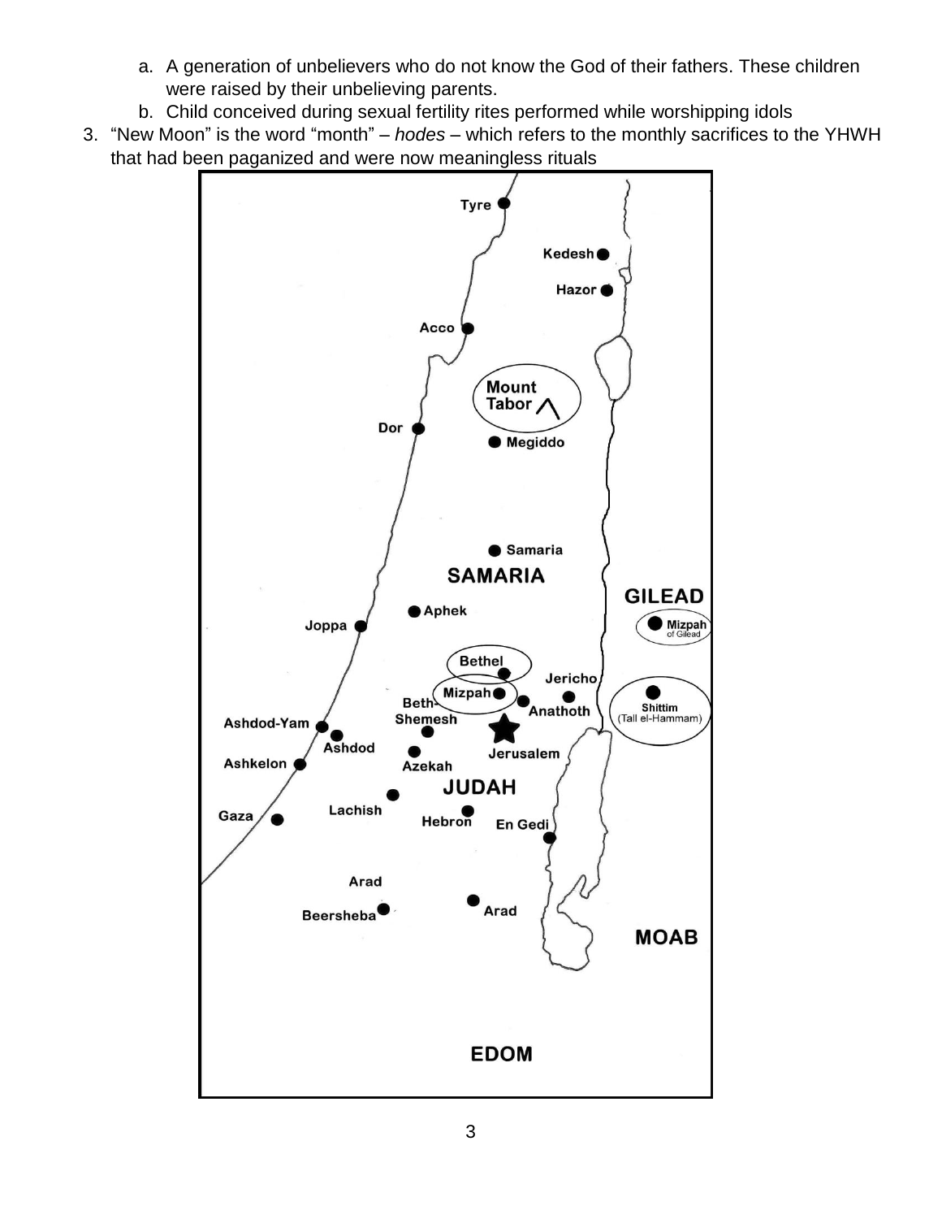a. A generation of unbelievers who do not know the God of their fathers. These children were raised by their unbelieving parents.
   b. Child conceived during sexual fertility rites performed while worshipping idols

3. "New Moon" is the word "month" – *hodes* – which refers to the monthly sacrifices to the YHWH that had been paganized and were now meaningless rituals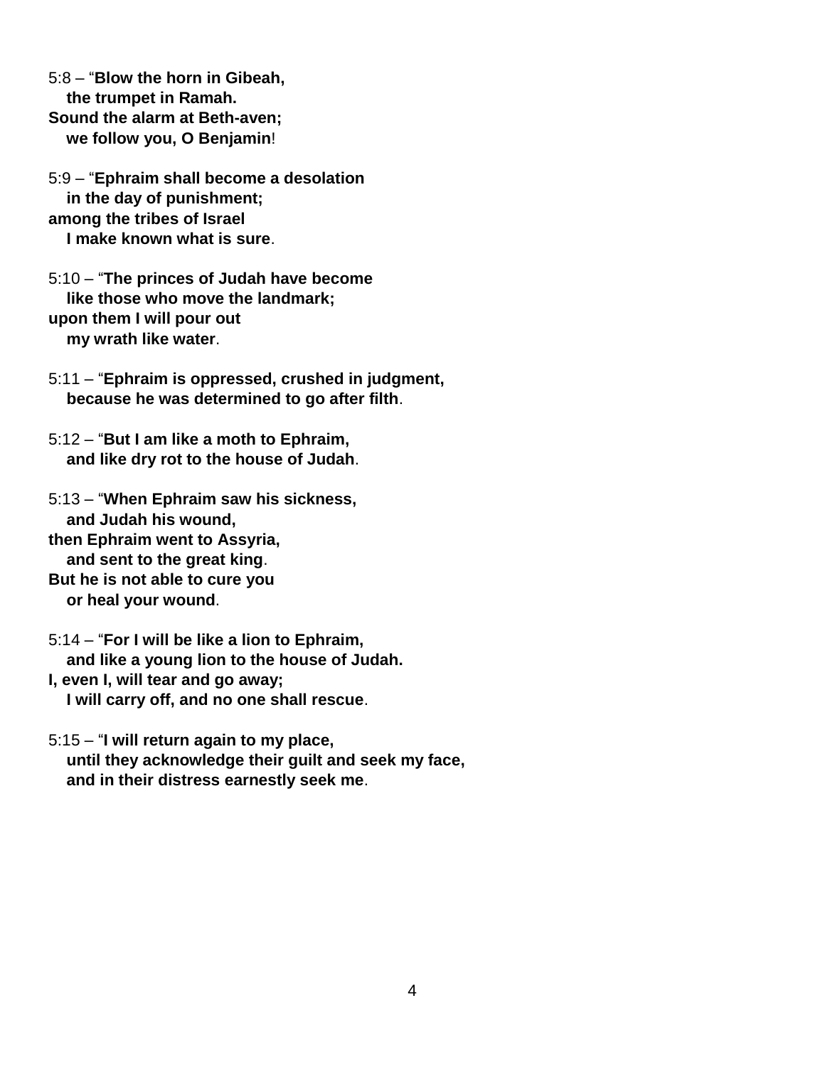5:8 – "**Blow the horn in Gibeah,**
&nbsp;&nbsp;&nbsp;**the trumpet in Ramah.**
**Sound the alarm at Beth-aven;**
&nbsp;&nbsp;&nbsp;**we follow you, O Benjamin**!

5:9 – "**Ephraim shall become a desolation**
&nbsp;&nbsp;&nbsp;**in the day of punishment;**
**among the tribes of Israel**
&nbsp;&nbsp;&nbsp;**I make known what is sure**.

5:10 – "**The princes of Judah have become**
&nbsp;&nbsp;&nbsp;**like those who move the landmark;**
**upon them I will pour out**
&nbsp;&nbsp;&nbsp;**my wrath like water**.

5:11 – "**Ephraim is oppressed, crushed in judgment,**
&nbsp;&nbsp;&nbsp;**because he was determined to go after filth**.

5:12 – "**But I am like a moth to Ephraim,**
&nbsp;&nbsp;&nbsp;**and like dry rot to the house of Judah**.

5:13 – "**When Ephraim saw his sickness,**
&nbsp;&nbsp;&nbsp;**and Judah his wound,**
**then Ephraim went to Assyria,**
&nbsp;&nbsp;&nbsp;**and sent to the great king**.
**But he is not able to cure you**
&nbsp;&nbsp;&nbsp;**or heal your wound**.

5:14 – "**For I will be like a lion to Ephraim,**
&nbsp;&nbsp;&nbsp;**and like a young lion to the house of Judah.**
**I, even I, will tear and go away;**
&nbsp;&nbsp;&nbsp;**I will carry off, and no one shall rescue**.

5:15 – "**I will return again to my place,**
&nbsp;&nbsp;&nbsp;**until they acknowledge their guilt and seek my face,**
&nbsp;&nbsp;&nbsp;**and in their distress earnestly seek me**.